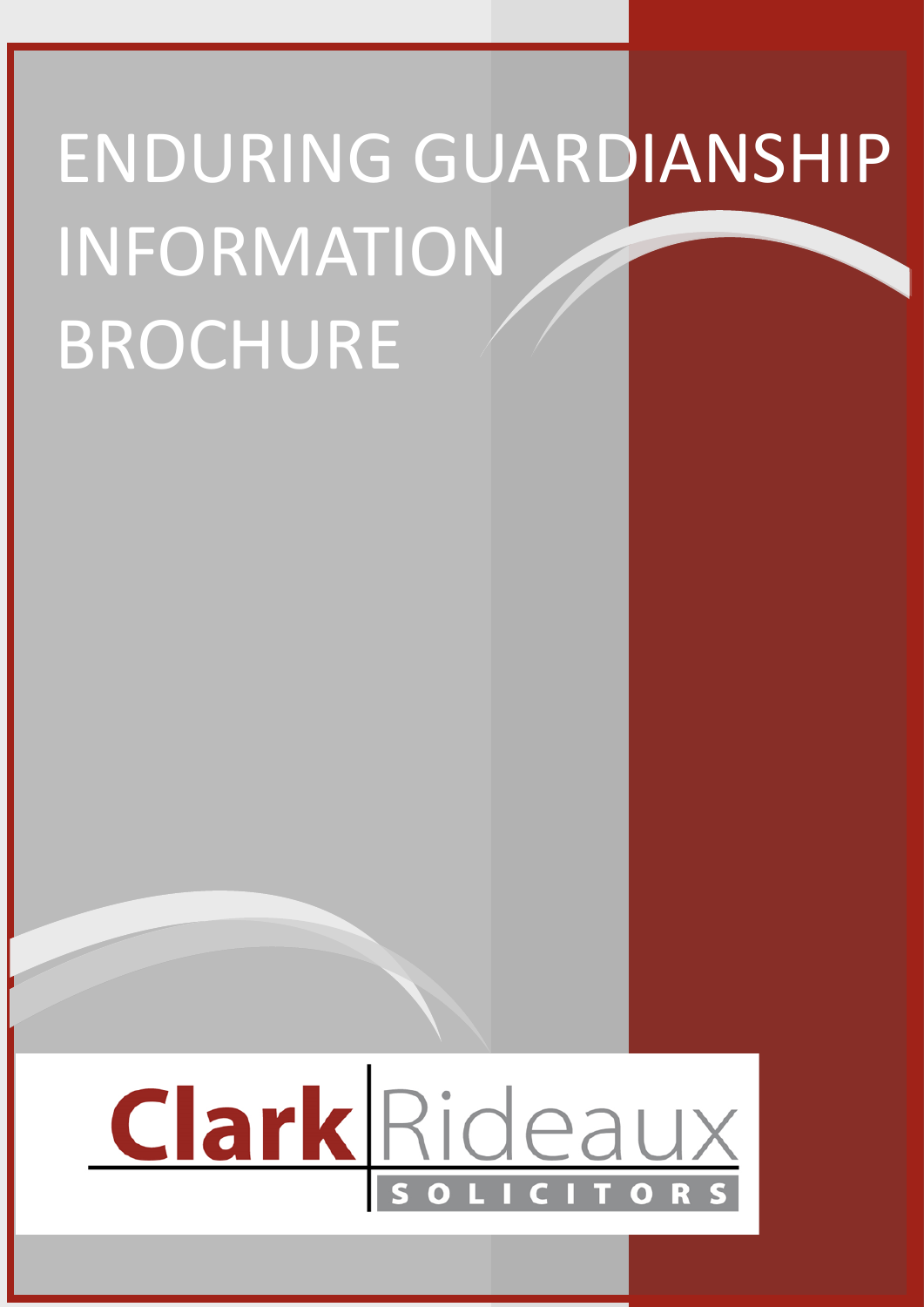# ENDURING GUARDIANSHIP INFORMATION BROCHURE

Clark Rideaux

SOLICITORS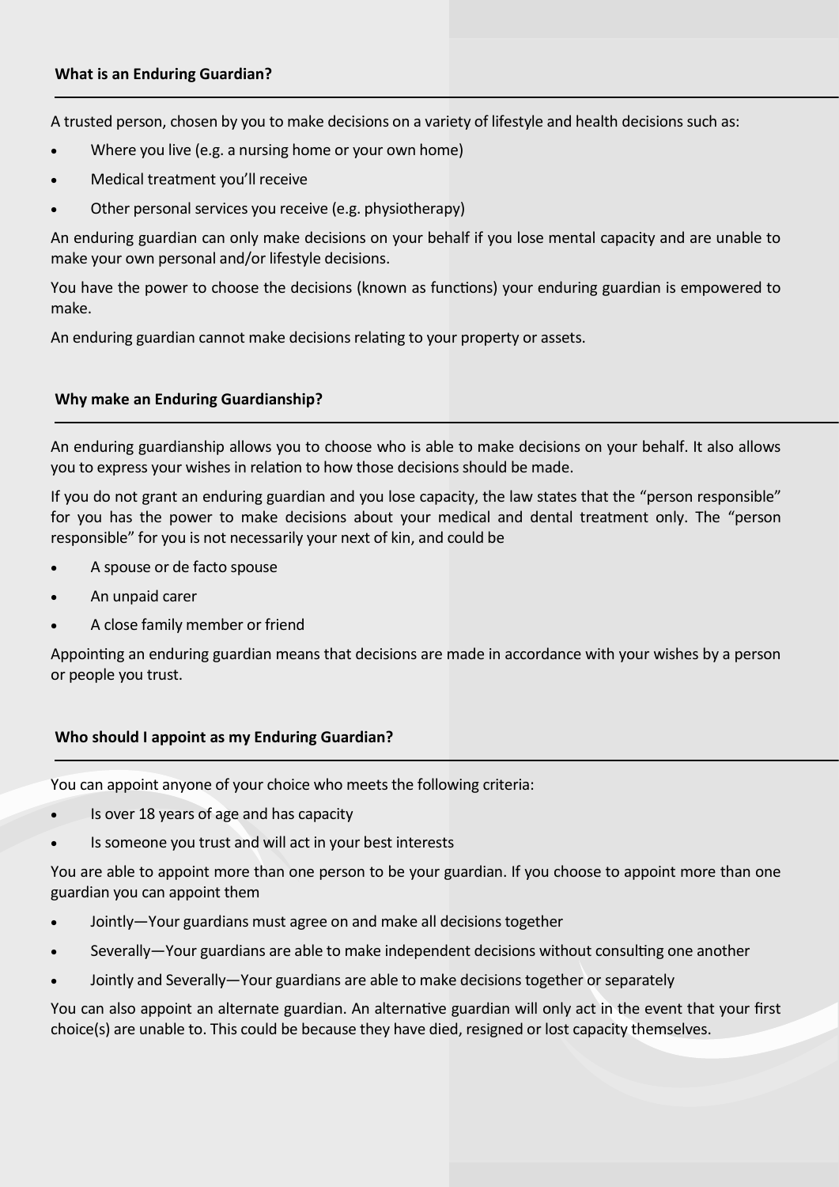## What is an Enduring Guardian?

A trusted person, chosen by you to make decisions on a variety of lifestyle and health decisions such as:

- Where you live (e.g. a nursing home or your own home)
- Medical treatment you'll receive
- Other personal services you receive (e.g. physiotherapy)

An enduring guardian can only make decisions on your behalf if you lose mental capacity and are unable to make your own personal and/or lifestyle decisions.

You have the power to choose the decisions (known as functions) your enduring guardian is empowered to make.

An enduring guardian cannot make decisions relating to your property or assets.

## Why make an Enduring Guardianship?

An enduring guardianship allows you to choose who is able to make decisions on your behalf. It also allows you to express your wishes in relation to how those decisions should be made.

If you do not grant an enduring guardian and you lose capacity, the law states that the "person responsible" for you has the power to make decisions about your medical and dental treatment only. The "person responsible" for you is not necessarily your next of kin, and could be

- A spouse or de facto spouse
- An unpaid carer
- A close family member or friend

Appointing an enduring guardian means that decisions are made in accordance with your wishes by a person or people you trust.

## Who should I appoint as my Enduring Guardian?

You can appoint anyone of your choice who meets the following criteria:

- Is over 18 years of age and has capacity
- Is someone you trust and will act in your best interests

You are able to appoint more than one person to be your guardian. If you choose to appoint more than one guardian you can appoint them

- Jointly—Your guardians must agree on and make all decisions together
- Severally—Your guardians are able to make independent decisions without consulting one another
- Jointly and Severally—Your guardians are able to make decisions together or separately

You can also appoint an alternate guardian. An alternative guardian will only act in the event that your first choice(s) are unable to. This could be because they have died, resigned or lost capacity themselves.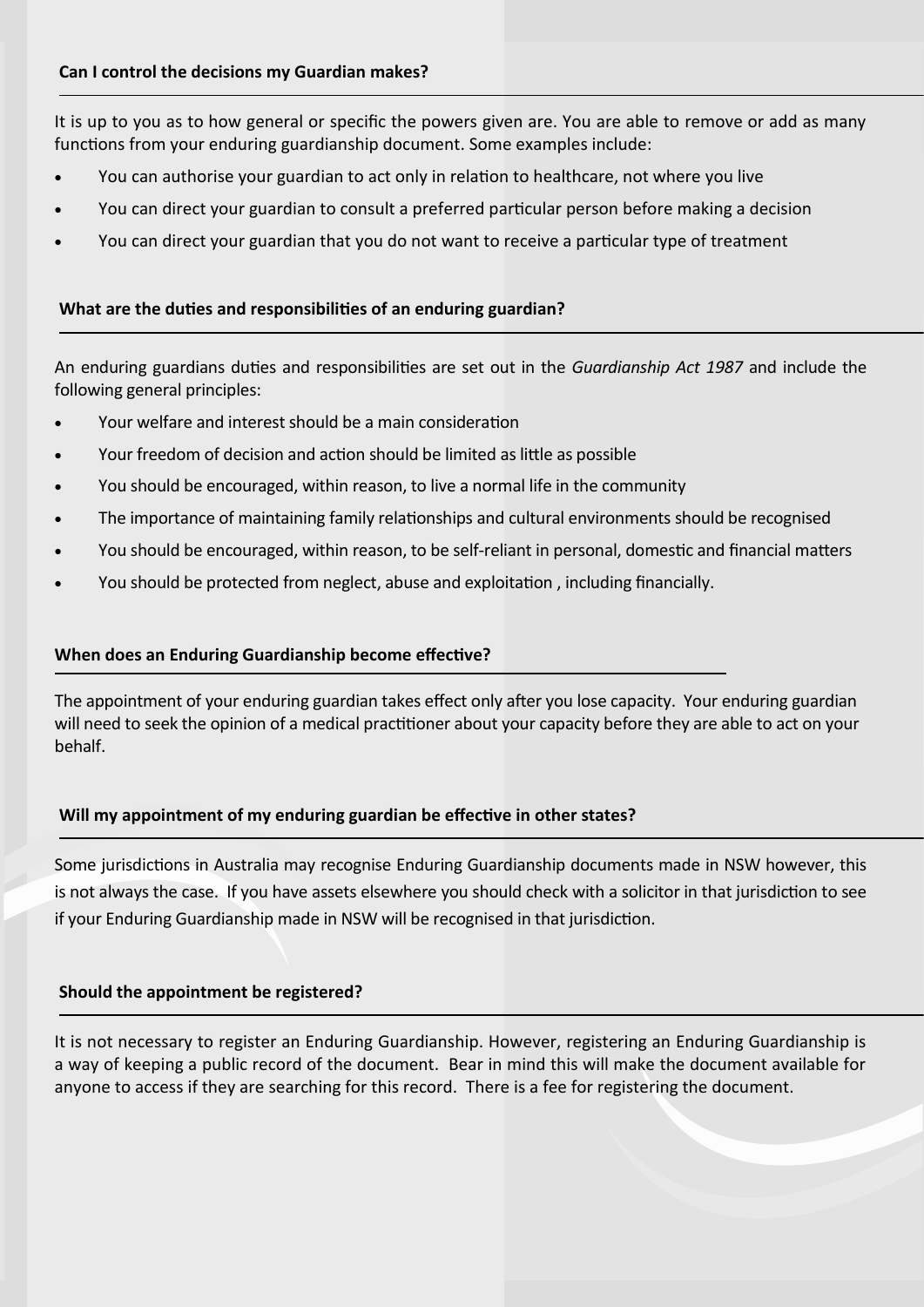**Can I control the decisions my Guardian makes?**

It is up to you as to how general or specific the powers given are. You are able to remove or add as many functions from your enduring guardianship document. Some examples include:

- You can authorise your guardian to act only in relation to healthcare, not where you live
- You can direct your guardian to consult a preferred particular person before making a decision
- You can direct your guardian that you do not want to receive a particular type of treatment

**What are the duties and responsibilities of an enduring guardian?**

An enduring guardians duties and responsibilities are set out in the *Guardianship Act 1987* and include the following general principles:

- Your welfare and interest should be a main consideration
- Your freedom of decision and action should be limited as little as possible
- You should be encouraged, within reason, to live a normal life in the community
- The importance of maintaining family relationships and cultural environments should be recognised
- You should be encouraged, within reason, to be self-reliant in personal, domestic and financial matters
- You should be protected from neglect, abuse and exploitation , including financially.

**When does an Enduring Guardianship become effective?**

The appointment of your enduring guardian takes effect only after you lose capacity. Your enduring guardian will need to seek the opinion of a medical practitioner about your capacity before they are able to act on your behalf.

**Will my appointment of my enduring guardian be effective in other states?**

Some jurisdictions in Australia may recognise Enduring Guardianship documents made in NSW however, this is not always the case. If you have assets elsewhere you should check with a solicitor in that jurisdiction to see if your Enduring Guardianship made in NSW will be recognised in that jurisdiction.

**Should the appointment be registered?**

It is not necessary to register an Enduring Guardianship. However, registering an Enduring Guardianship is a way of keeping a public record of the document. Bear in mind this will make the document available for anyone to access if they are searching for this record. There is a fee for registering the document.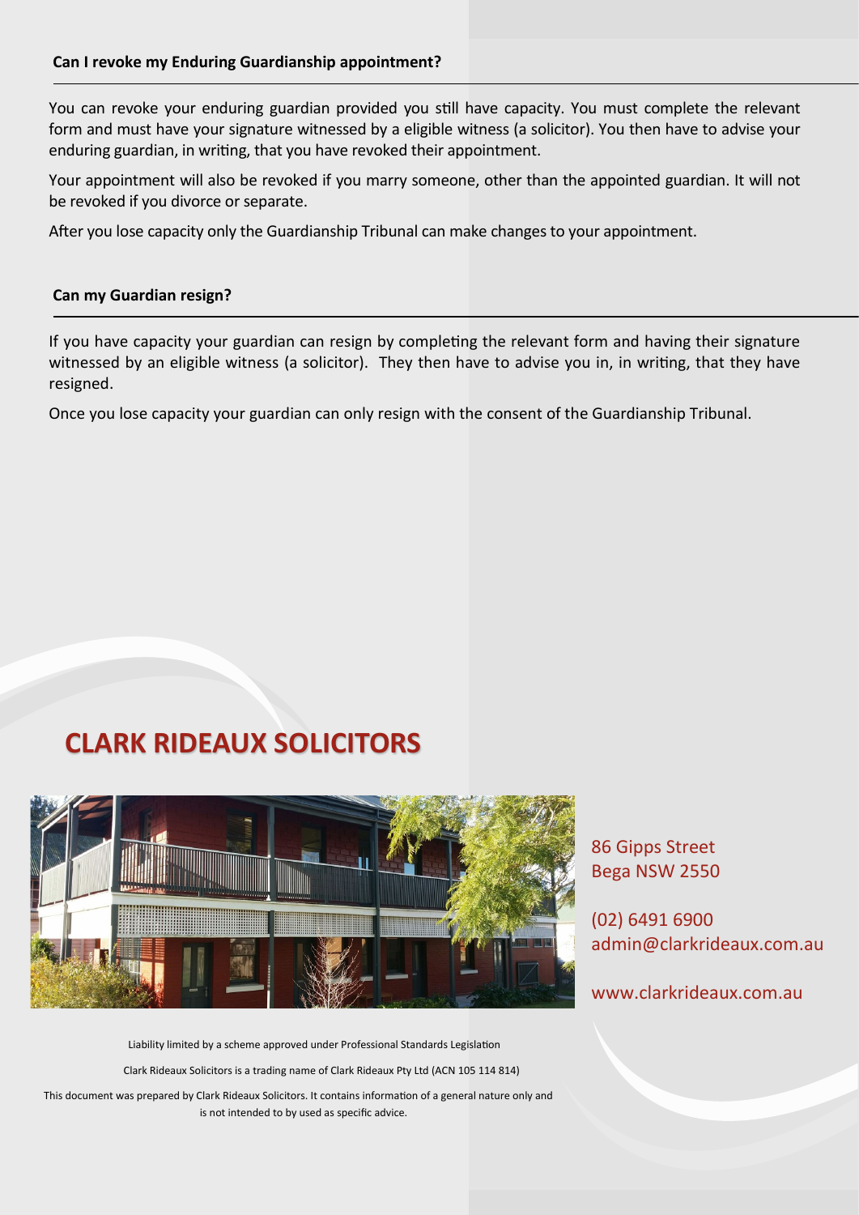### Can I revoke my Enduring Guardianship appointment?

You can revoke your enduring guardian provided you still have capacity. You must complete the relevant form and must have your signature witnessed by a eligible witness (a solicitor). You then have to advise your enduring guardian, in writing, that you have revoked their appointment.

Your appointment will also be revoked if you marry someone, other than the appointed guardian. It will not be revoked if you divorce or separate.

After you lose capacity only the Guardianship Tribunal can make changes to your appointment.

### Can my Guardian resign?

If you have capacity your guardian can resign by completing the relevant form and having their signature witnessed by an eligible witness (a solicitor). They then have to advise you in, in writing, that they have resigned.

Once you lose capacity your guardian can only resign with the consent of the Guardianship Tribunal.

## CLARK RIDEAUX SOLICITORS

86 Gipps Street
Bega NSW 2550

(02) 6491 6900
admin@clarkrideaux.com.au

www.clarkrideaux.com.au

Liability limited by a scheme approved under Professional Standards Legislation

Clark Rideaux Solicitors is a trading name of Clark Rideaux Pty Ltd (ACN 105 114 814)

This document was prepared by Clark Rideaux Solicitors. It contains information of a general nature only and is not intended to by used as specific advice.